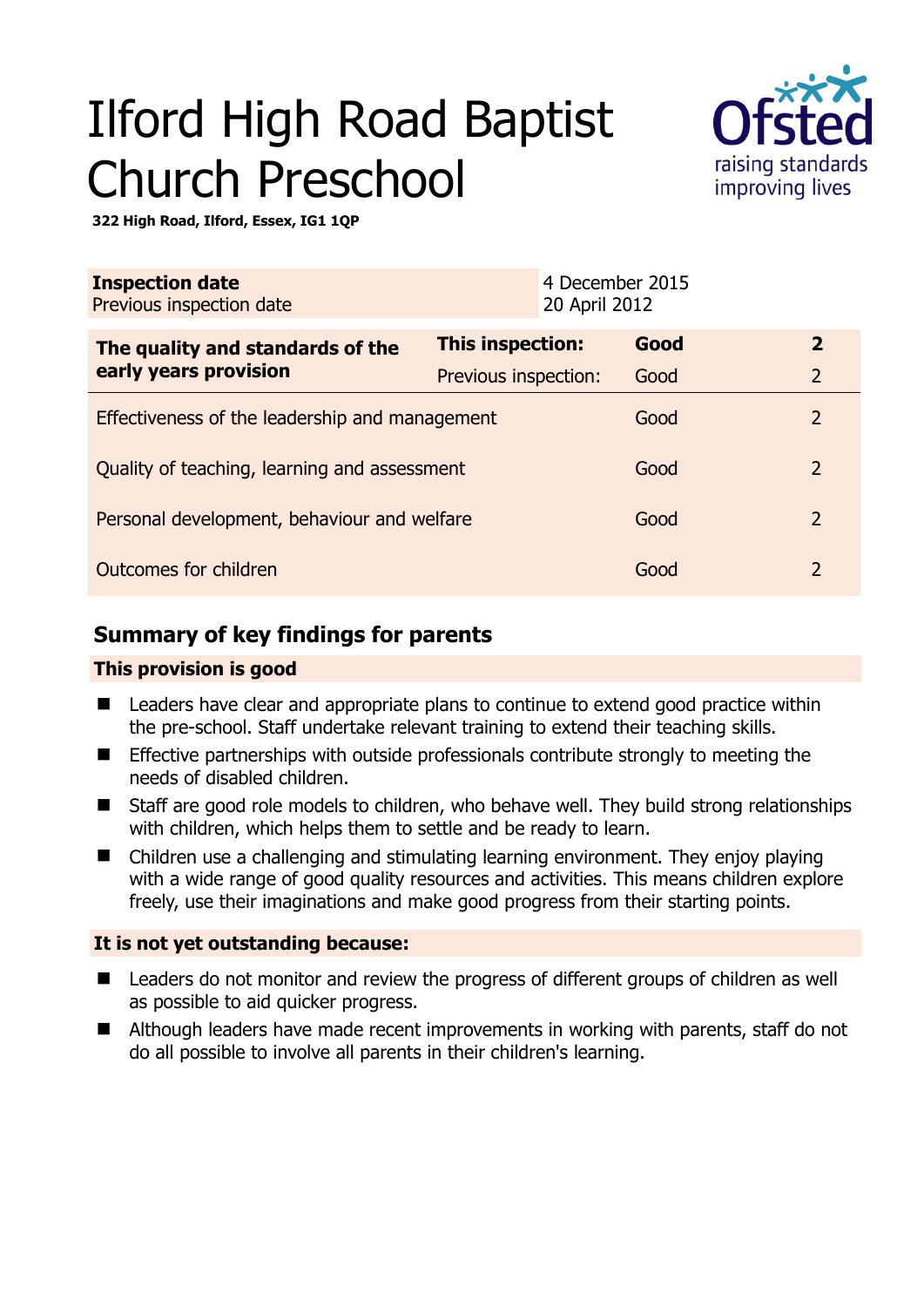# Ilford High Road Baptist Church Preschool

**322 High Road, Ilford, Essex, IG1 1QP**

| **Inspection date** | 4 December 2015 |
|---|---|
| Previous inspection date | 20 April 2012 |

| **The quality and standards of the early years provision** | **This inspection:** | **Good** | **2** |
|---|---|---|---|
| | Previous inspection: | Good | 2 |
| Effectiveness of the leadership and management | | Good | 2 |
| Quality of teaching, learning and assessment | | Good | 2 |
| Personal development, behaviour and welfare | | Good | 2 |
| Outcomes for children | | Good | 2 |

## Summary of key findings for parents

**This provision is good**

- Leaders have clear and appropriate plans to continue to extend good practice within the pre-school. Staff undertake relevant training to extend their teaching skills.
- Effective partnerships with outside professionals contribute strongly to meeting the needs of disabled children.
- Staff are good role models to children, who behave well. They build strong relationships with children, which helps them to settle and be ready to learn.
- Children use a challenging and stimulating learning environment. They enjoy playing with a wide range of good quality resources and activities. This means children explore freely, use their imaginations and make good progress from their starting points.

**It is not yet outstanding because:**

- Leaders do not monitor and review the progress of different groups of children as well as possible to aid quicker progress.
- Although leaders have made recent improvements in working with parents, staff do not do all possible to involve all parents in their children's learning.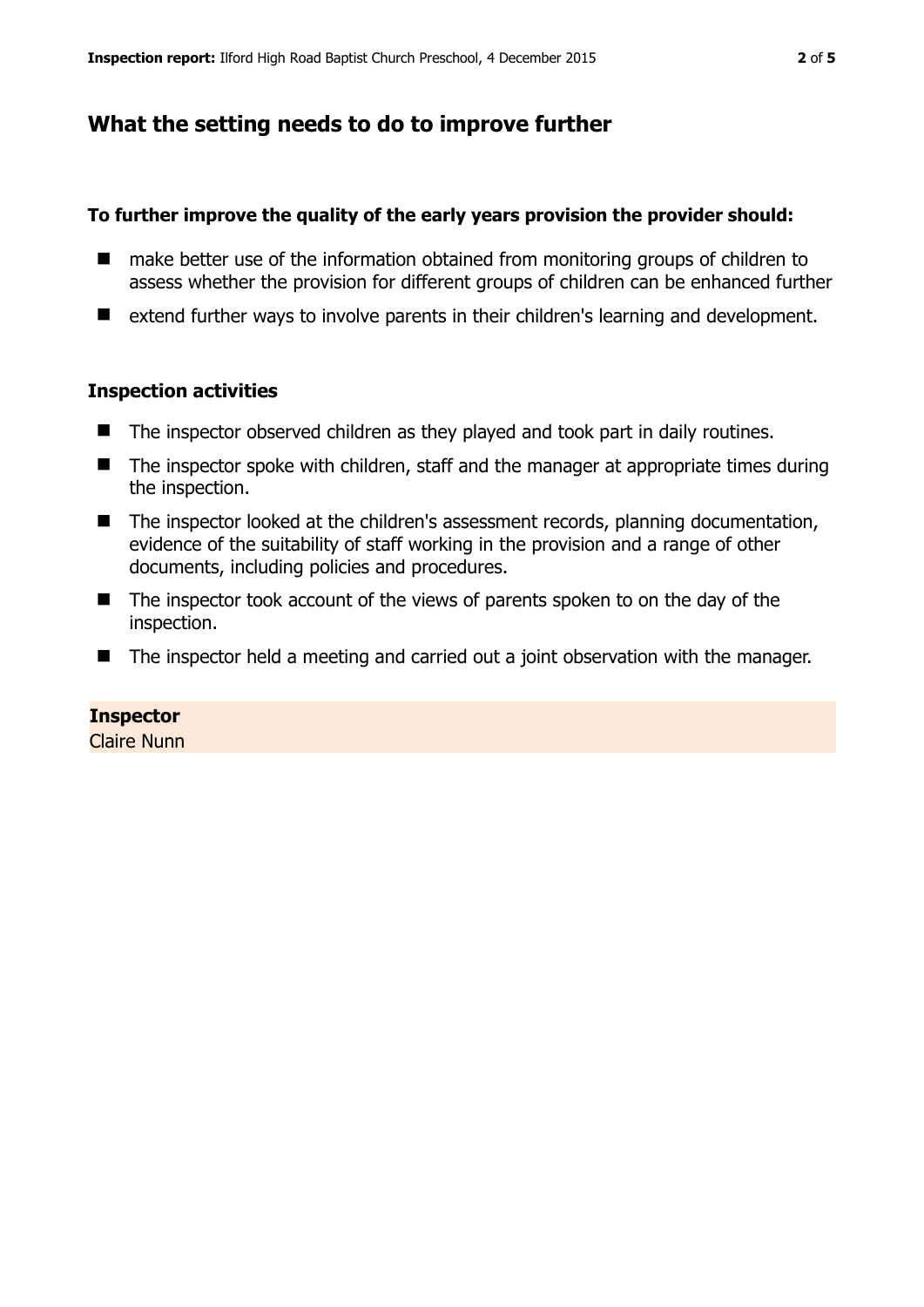## What the setting needs to do to improve further

**To further improve the quality of the early years provision the provider should:**

- make better use of the information obtained from monitoring groups of children to assess whether the provision for different groups of children can be enhanced further
- extend further ways to involve parents in their children's learning and development.

### Inspection activities

- The inspector observed children as they played and took part in daily routines.
- The inspector spoke with children, staff and the manager at appropriate times during the inspection.
- The inspector looked at the children's assessment records, planning documentation, evidence of the suitability of staff working in the provision and a range of other documents, including policies and procedures.
- The inspector took account of the views of parents spoken to on the day of the inspection.
- The inspector held a meeting and carried out a joint observation with the manager.

**Inspector**
Claire Nunn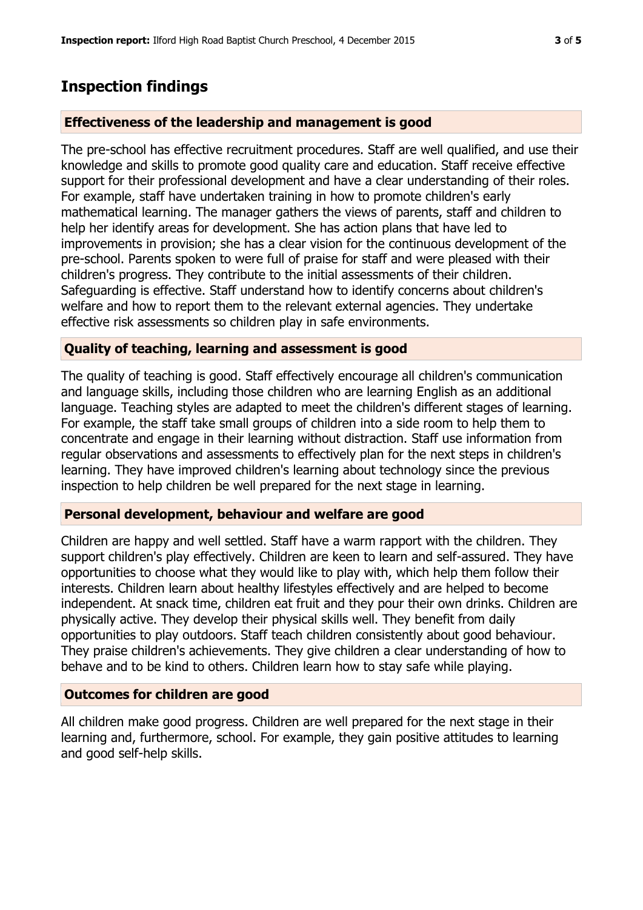## Inspection findings

### Effectiveness of the leadership and management is good

The pre-school has effective recruitment procedures. Staff are well qualified, and use their knowledge and skills to promote good quality care and education. Staff receive effective support for their professional development and have a clear understanding of their roles. For example, staff have undertaken training in how to promote children's early mathematical learning. The manager gathers the views of parents, staff and children to help her identify areas for development. She has action plans that have led to improvements in provision; she has a clear vision for the continuous development of the pre-school. Parents spoken to were full of praise for staff and were pleased with their children's progress. They contribute to the initial assessments of their children. Safeguarding is effective. Staff understand how to identify concerns about children's welfare and how to report them to the relevant external agencies. They undertake effective risk assessments so children play in safe environments.

### Quality of teaching, learning and assessment is good

The quality of teaching is good. Staff effectively encourage all children's communication and language skills, including those children who are learning English as an additional language. Teaching styles are adapted to meet the children's different stages of learning. For example, the staff take small groups of children into a side room to help them to concentrate and engage in their learning without distraction. Staff use information from regular observations and assessments to effectively plan for the next steps in children's learning. They have improved children's learning about technology since the previous inspection to help children be well prepared for the next stage in learning.

### Personal development, behaviour and welfare are good

Children are happy and well settled. Staff have a warm rapport with the children. They support children's play effectively. Children are keen to learn and self-assured. They have opportunities to choose what they would like to play with, which help them follow their interests. Children learn about healthy lifestyles effectively and are helped to become independent. At snack time, children eat fruit and they pour their own drinks. Children are physically active. They develop their physical skills well. They benefit from daily opportunities to play outdoors. Staff teach children consistently about good behaviour. They praise children's achievements. They give children a clear understanding of how to behave and to be kind to others. Children learn how to stay safe while playing.

### Outcomes for children are good

All children make good progress. Children are well prepared for the next stage in their learning and, furthermore, school. For example, they gain positive attitudes to learning and good self-help skills.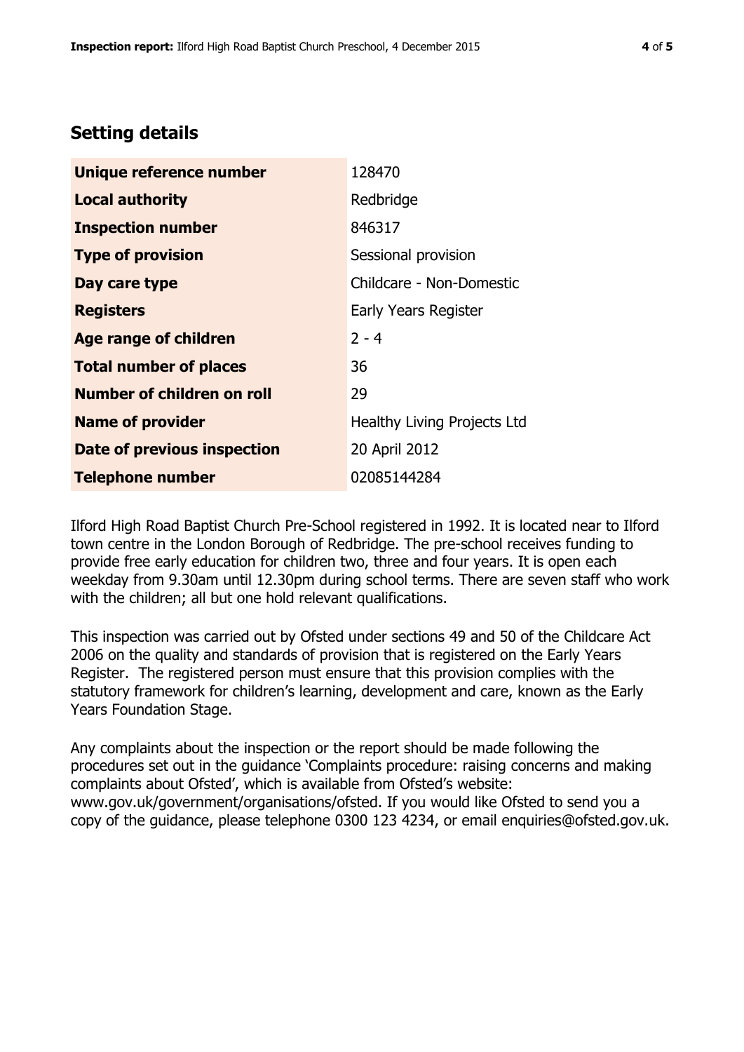## Setting details

| | |
|---|---|
| **Unique reference number** | 128470 |
| **Local authority** | Redbridge |
| **Inspection number** | 846317 |
| **Type of provision** | Sessional provision |
| **Day care type** | Childcare - Non-Domestic |
| **Registers** | Early Years Register |
| **Age range of children** | 2 - 4 |
| **Total number of places** | 36 |
| **Number of children on roll** | 29 |
| **Name of provider** | Healthy Living Projects Ltd |
| **Date of previous inspection** | 20 April 2012 |
| **Telephone number** | 02085144284 |

Ilford High Road Baptist Church Pre-School registered in 1992. It is located near to Ilford town centre in the London Borough of Redbridge. The pre-school receives funding to provide free early education for children two, three and four years. It is open each weekday from 9.30am until 12.30pm during school terms. There are seven staff who work with the children; all but one hold relevant qualifications.

This inspection was carried out by Ofsted under sections 49 and 50 of the Childcare Act 2006 on the quality and standards of provision that is registered on the Early Years Register. The registered person must ensure that this provision complies with the statutory framework for children's learning, development and care, known as the Early Years Foundation Stage.

Any complaints about the inspection or the report should be made following the procedures set out in the guidance 'Complaints procedure: raising concerns and making complaints about Ofsted', which is available from Ofsted's website: www.gov.uk/government/organisations/ofsted. If you would like Ofsted to send you a copy of the guidance, please telephone 0300 123 4234, or email enquiries@ofsted.gov.uk.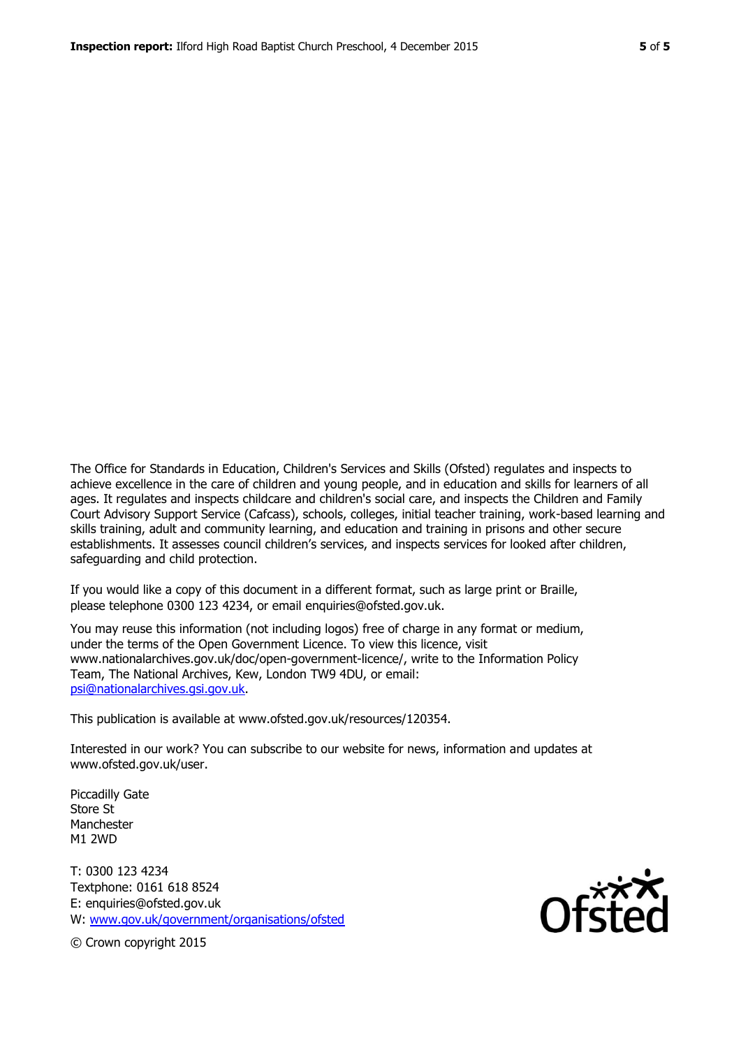The Office for Standards in Education, Children's Services and Skills (Ofsted) regulates and inspects to achieve excellence in the care of children and young people, and in education and skills for learners of all ages. It regulates and inspects childcare and children's social care, and inspects the Children and Family Court Advisory Support Service (Cafcass), schools, colleges, initial teacher training, work-based learning and skills training, adult and community learning, and education and training in prisons and other secure establishments. It assesses council children's services, and inspects services for looked after children, safeguarding and child protection.

If you would like a copy of this document in a different format, such as large print or Braille, please telephone 0300 123 4234, or email enquiries@ofsted.gov.uk.

You may reuse this information (not including logos) free of charge in any format or medium, under the terms of the Open Government Licence. To view this licence, visit www.nationalarchives.gov.uk/doc/open-government-licence/, write to the Information Policy Team, The National Archives, Kew, London TW9 4DU, or email: psi@nationalarchives.gsi.gov.uk.

This publication is available at www.ofsted.gov.uk/resources/120354.

Interested in our work? You can subscribe to our website for news, information and updates at www.ofsted.gov.uk/user.

Piccadilly Gate
Store St
Manchester
M1 2WD

T: 0300 123 4234
Textphone: 0161 618 8524
E: enquiries@ofsted.gov.uk
W: www.gov.uk/government/organisations/ofsted

© Crown copyright 2015